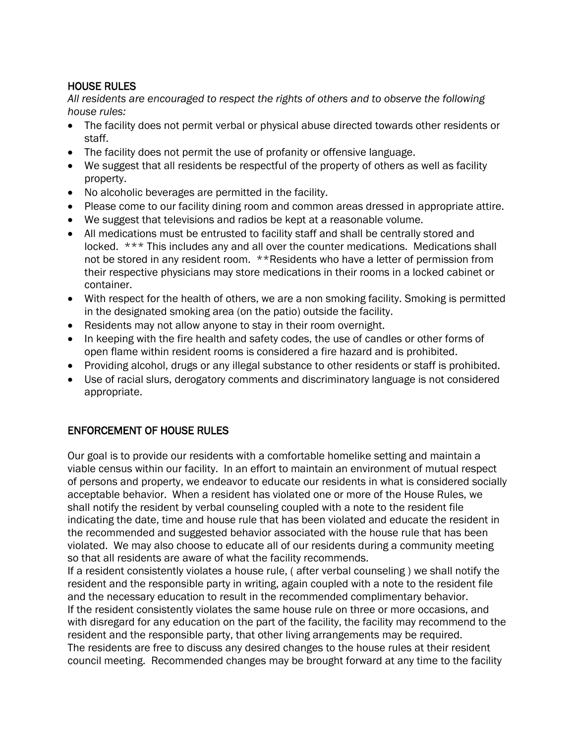## HOUSE RULES

*All residents are encouraged to respect the rights of others and to observe the following house rules:*

- The facility does not permit verbal or physical abuse directed towards other residents or staff.
- The facility does not permit the use of profanity or offensive language.
- We suggest that all residents be respectful of the property of others as well as facility property.
- No alcoholic beverages are permitted in the facility.
- Please come to our facility dining room and common areas dressed in appropriate attire.
- We suggest that televisions and radios be kept at a reasonable volume.
- All medications must be entrusted to facility staff and shall be centrally stored and locked. *** This includes any and all over the counter medications. Medications shall not be stored in any resident room. **Residents who have a letter of permission from their respective physicians may store medications in their rooms in a locked cabinet or container.
- With respect for the health of others, we are a non smoking facility. Smoking is permitted in the designated smoking area (on the patio) outside the facility.
- Residents may not allow anyone to stay in their room overnight.
- In keeping with the fire health and safety codes, the use of candles or other forms of open flame within resident rooms is considered a fire hazard and is prohibited.
- Providing alcohol, drugs or any illegal substance to other residents or staff is prohibited.
- Use of racial slurs, derogatory comments and discriminatory language is not considered appropriate.

## ENFORCEMENT OF HOUSE RULES

Our goal is to provide our residents with a comfortable homelike setting and maintain a viable census within our facility. In an effort to maintain an environment of mutual respect of persons and property, we endeavor to educate our residents in what is considered socially acceptable behavior. When a resident has violated one or more of the House Rules, we shall notify the resident by verbal counseling coupled with a note to the resident file indicating the date, time and house rule that has been violated and educate the resident in the recommended and suggested behavior associated with the house rule that has been violated. We may also choose to educate all of our residents during a community meeting so that all residents are aware of what the facility recommends.

If a resident consistently violates a house rule, ( after verbal counseling ) we shall notify the resident and the responsible party in writing, again coupled with a note to the resident file and the necessary education to result in the recommended complimentary behavior.

If the resident consistently violates the same house rule on three or more occasions, and with disregard for any education on the part of the facility, the facility may recommend to the resident and the responsible party, that other living arrangements may be required.

The residents are free to discuss any desired changes to the house rules at their resident council meeting. Recommended changes may be brought forward at any time to the facility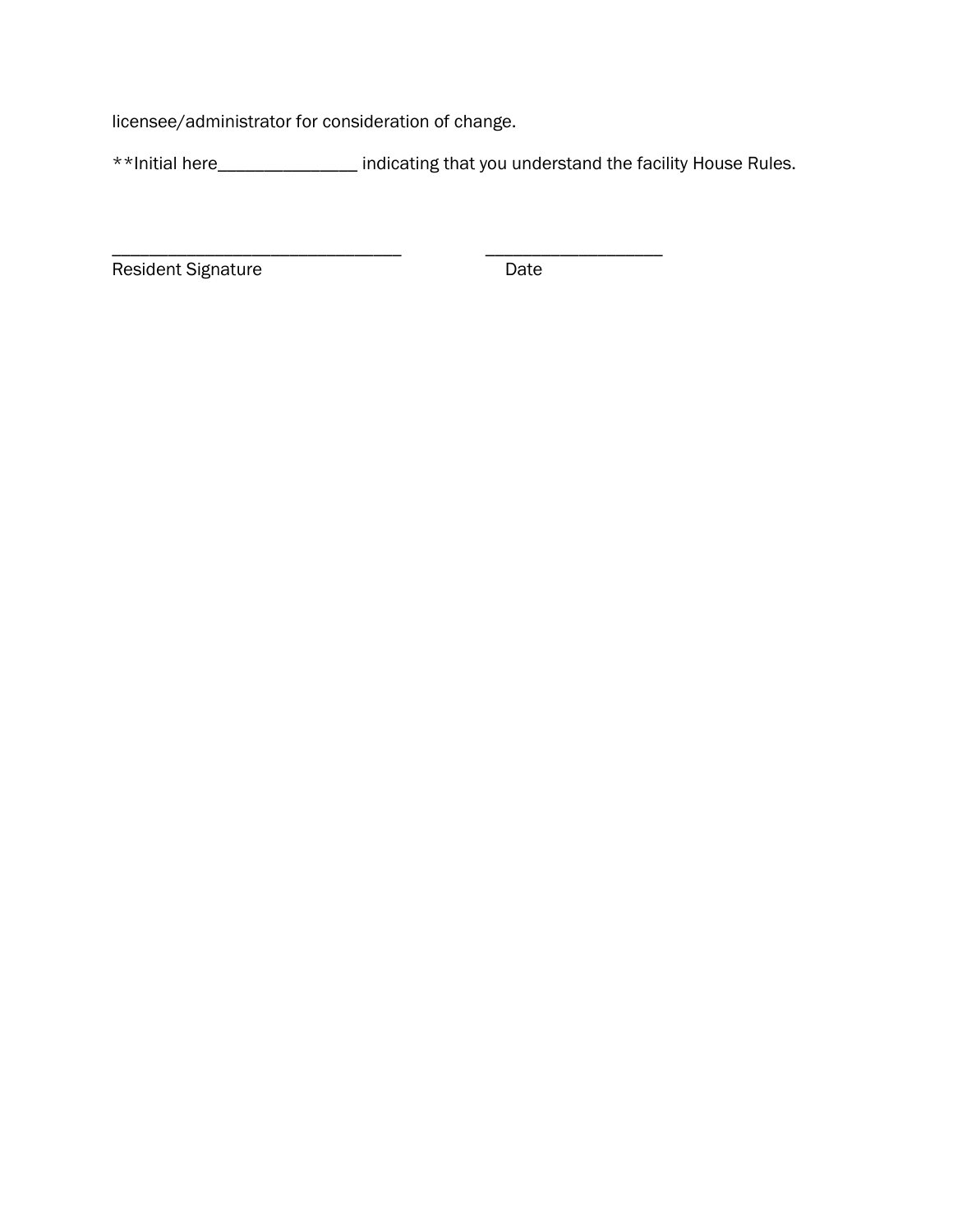licensee/administrator for consideration of change.

**Initial here_______________ indicating that you understand the facility House Rules.

________________________________          ____________________

Resident Signature          Date